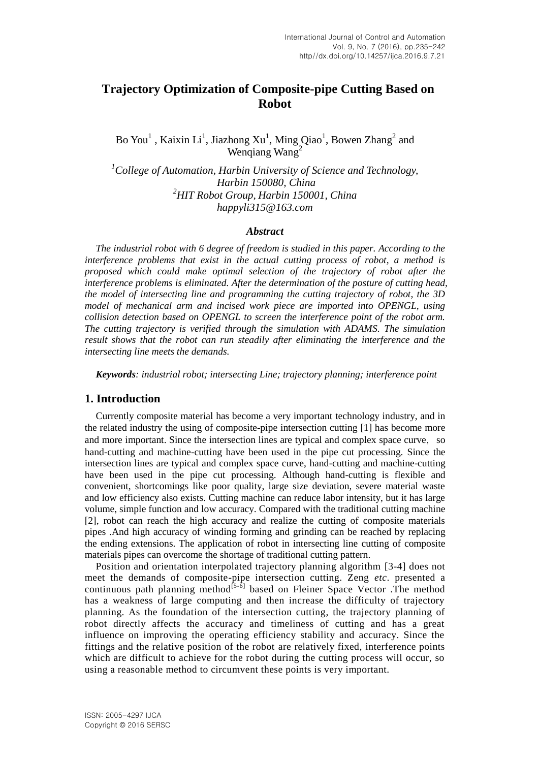# Trajectory Optimization of Composite-pipe Cutting Based on Robot

Bo You[1] , Kaixin Li[1], Jiazhong Xu[1], Ming Qiao[1], Bowen Zhang[2] and Wenqiang Wang[2]

*[1]College of Automation, Harbin University of Science and Technology, Harbin 150080, China*
*[2]HIT Robot Group, Harbin 150001, China*
*happyli315@163.com*

### *Abstract*

*The industrial robot with 6 degree of freedom is studied in this paper. According to the interference problems that exist in the actual cutting process of robot, a method is proposed which could make optimal selection of the trajectory of robot after the interference problems is eliminated. After the determination of the posture of cutting head, the model of intersecting line and programming the cutting trajectory of robot, the 3D model of mechanical arm and incised work piece are imported into OPENGL, using collision detection based on OPENGL to screen the interference point of the robot arm. The cutting trajectory is verified through the simulation with ADAMS. The simulation result shows that the robot can run steadily after eliminating the interference and the intersecting line meets the demands.*

***Keywords**: industrial robot; intersecting Line; trajectory planning; interference point*

## 1. Introduction

Currently composite material has become a very important technology industry, and in the related industry the using of composite-pipe intersection cutting [1] has become more and more important. Since the intersection lines are typical and complex space curve, so hand-cutting and machine-cutting have been used in the pipe cut processing. Since the intersection lines are typical and complex space curve, hand-cutting and machine-cutting have been used in the pipe cut processing. Although hand-cutting is flexible and convenient, shortcomings like poor quality, large size deviation, severe material waste and low efficiency also exists. Cutting machine can reduce labor intensity, but it has large volume, simple function and low accuracy. Compared with the traditional cutting machine [2], robot can reach the high accuracy and realize the cutting of composite materials pipes .And high accuracy of winding forming and grinding can be reached by replacing the ending extensions. The application of robot in intersecting line cutting of composite materials pipes can overcome the shortage of traditional cutting pattern.

Position and orientation interpolated trajectory planning algorithm [3-4] does not meet the demands of composite-pipe intersection cutting. Zeng *etc*. presented a continuous path planning method[5-6] based on Fleiner Space Vector .The method has a weakness of large computing and then increase the difficulty of trajectory planning. As the foundation of the intersection cutting, the trajectory planning of robot directly affects the accuracy and timeliness of cutting and has a great influence on improving the operating efficiency stability and accuracy. Since the fittings and the relative position of the robot are relatively fixed, interference points which are difficult to achieve for the robot during the cutting process will occur, so using a reasonable method to circumvent these points is very important.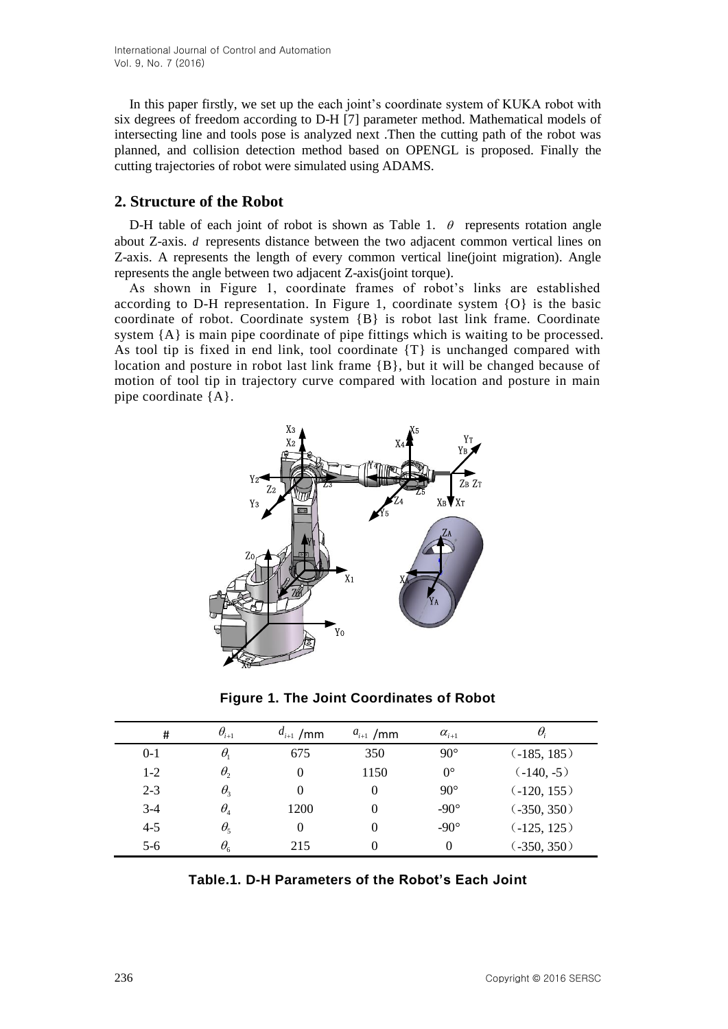In this paper firstly, we set up the each joint's coordinate system of KUKA robot with six degrees of freedom according to D-H [7] parameter method. Mathematical models of intersecting line and tools pose is analyzed next .Then the cutting path of the robot was planned, and collision detection method based on OPENGL is proposed. Finally the cutting trajectories of robot were simulated using ADAMS.

## 2. Structure of the Robot

D-H table of each joint of robot is shown as Table 1. $\theta$ represents rotation angle about Z-axis. $d$ represents distance between the two adjacent common vertical lines on Z-axis. A represents the length of every common vertical line(joint migration). Angle represents the angle between two adjacent Z-axis(joint torque).

As shown in Figure 1, coordinate frames of robot's links are established according to D-H representation. In Figure 1, coordinate system {O} is the basic coordinate of robot. Coordinate system {B} is robot last link frame. Coordinate system {A} is main pipe coordinate of pipe fittings which is waiting to be processed. As tool tip is fixed in end link, tool coordinate {T} is unchanged compared with location and posture in robot last link frame {B}, but it will be changed because of motion of tool tip in trajectory curve compared with location and posture in main pipe coordinate {A}.

**Figure 1. The Joint Coordinates of Robot**

| # | $\theta_{i+1}$ | $d_{i+1}$ /mm | $a_{i+1}$ /mm | $\alpha_{i+1}$ | $\theta_i$ |
|---|---|---|---|---|---|
| 0-1 | $\theta_1$ | 675 | 350 | 90° | (-185, 185) |
| 1-2 | $\theta_2$ | 0 | 1150 | 0° | (-140, -5) |
| 2-3 | $\theta_3$ | 0 | 0 | 90° | (-120, 155) |
| 3-4 | $\theta_4$ | 1200 | 0 | -90° | (-350, 350) |
| 4-5 | $\theta_5$ | 0 | 0 | -90° | (-125, 125) |
| 5-6 | $\theta_6$ | 215 | 0 | 0 | (-350, 350) |

**Table.1. D-H Parameters of the Robot's Each Joint**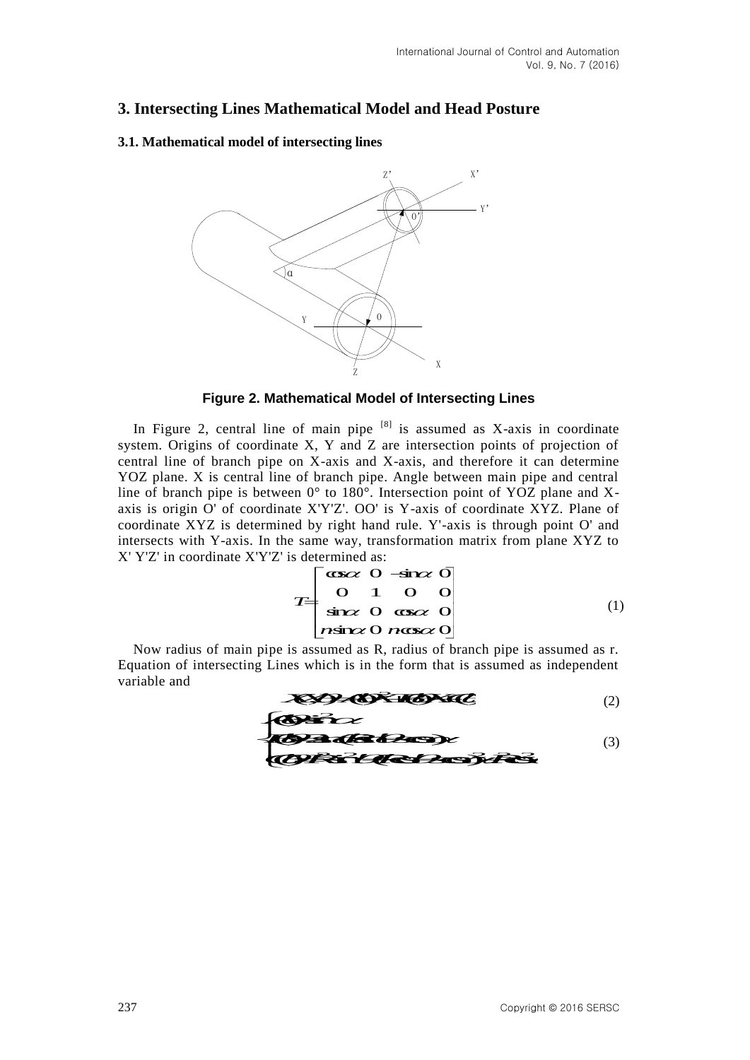## 3. Intersecting Lines Mathematical Model and Head Posture

### 3.1. Mathematical model of intersecting lines

**Figure 2. Mathematical Model of Intersecting Lines**

In Figure 2, central line of main pipe [8] is assumed as X-axis in coordinate system. Origins of coordinate X, Y and Z are intersection points of projection of central line of branch pipe on X-axis and X-axis, and therefore it can determine YOZ plane. X is central line of branch pipe. Angle between main pipe and central line of branch pipe is between 0° to 180°. Intersection point of YOZ plane and X-axis is origin O' of coordinate X'Y'Z'. OO' is Y-axis of coordinate XYZ. Plane of coordinate XYZ is determined by right hand rule. Y'-axis is through point O' and intersects with Y-axis. In the same way, transformation matrix from plane XYZ to X' Y'Z' in coordinate X'Y'Z' is determined as:

$$T=\begin{bmatrix} \cos\alpha & 0 & -\sin\alpha & 0 \\ 0 & 1 & 0 & 0 \\ \sin\alpha & 0 & \cos\alpha & 0 \\ n\sin\alpha & 0 & n\cos\alpha & 0 \end{bmatrix} \tag{1}$$

Now radius of main pipe is assumed as R, radius of branch pipe is assumed as r. Equation of intersecting Lines which is in the form that is assumed as independent variable and

$$X(\theta)=A(\theta)X^2+B(\theta)X+C(\theta) \tag{2}$$

$$\begin{cases} A(\theta)=\sin^2\alpha \\ B(\theta)=2a(R\cos\theta+L\cos\alpha) \\ C(\theta)=R^2\cos^2\theta+(L\cos\theta+2\cos\alpha)^2-R^2 \end{cases} \tag{3}$$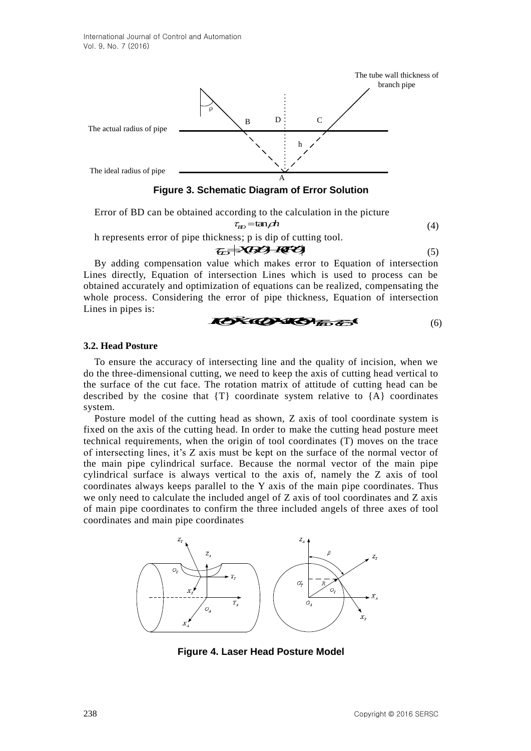Figure 3. Schematic Diagram of Error Solution

Error of BD can be obtained according to the calculation in the picture

$$\tau_{BD} = \tan\rho h \tag{4}$$

h represents error of pipe thickness; p is dip of cutting tool.

$$\tau_{CD} = X(\theta) \quad K(P) \tag{5}$$

By adding compensation value which makes error to Equation of intersection Lines directly, Equation of intersection Lines which is used to process can be obtained accurately and optimization of equations can be realized, compensating the whole process. Considering the error of pipe thickness, Equation of intersection Lines in pipes is:

$$K(\theta) \quad X(\theta) \quad Y(\theta) \quad \tau_{BD} \quad \tau_{CD} \tag{6}$$

### 3.2. Head Posture

To ensure the accuracy of intersecting line and the quality of incision, when we do the three-dimensional cutting, we need to keep the axis of cutting head vertical to the surface of the cut face. The rotation matrix of attitude of cutting head can be described by the cosine that {T} coordinate system relative to {A} coordinates system.

Posture model of the cutting head as shown, Z axis of tool coordinate system is fixed on the axis of the cutting head. In order to make the cutting head posture meet technical requirements, when the origin of tool coordinates (T) moves on the trace of intersecting lines, it's Z axis must be kept on the surface of the normal vector of the main pipe cylindrical surface. Because the normal vector of the main pipe cylindrical surface is always vertical to the axis of, namely the Z axis of tool coordinates always keeps parallel to the Y axis of the main pipe coordinates. Thus we only need to calculate the included angel of Z axis of tool coordinates and Z axis of main pipe coordinates to confirm the three included angels of three axes of tool coordinates and main pipe coordinates

Figure 4. Laser Head Posture Model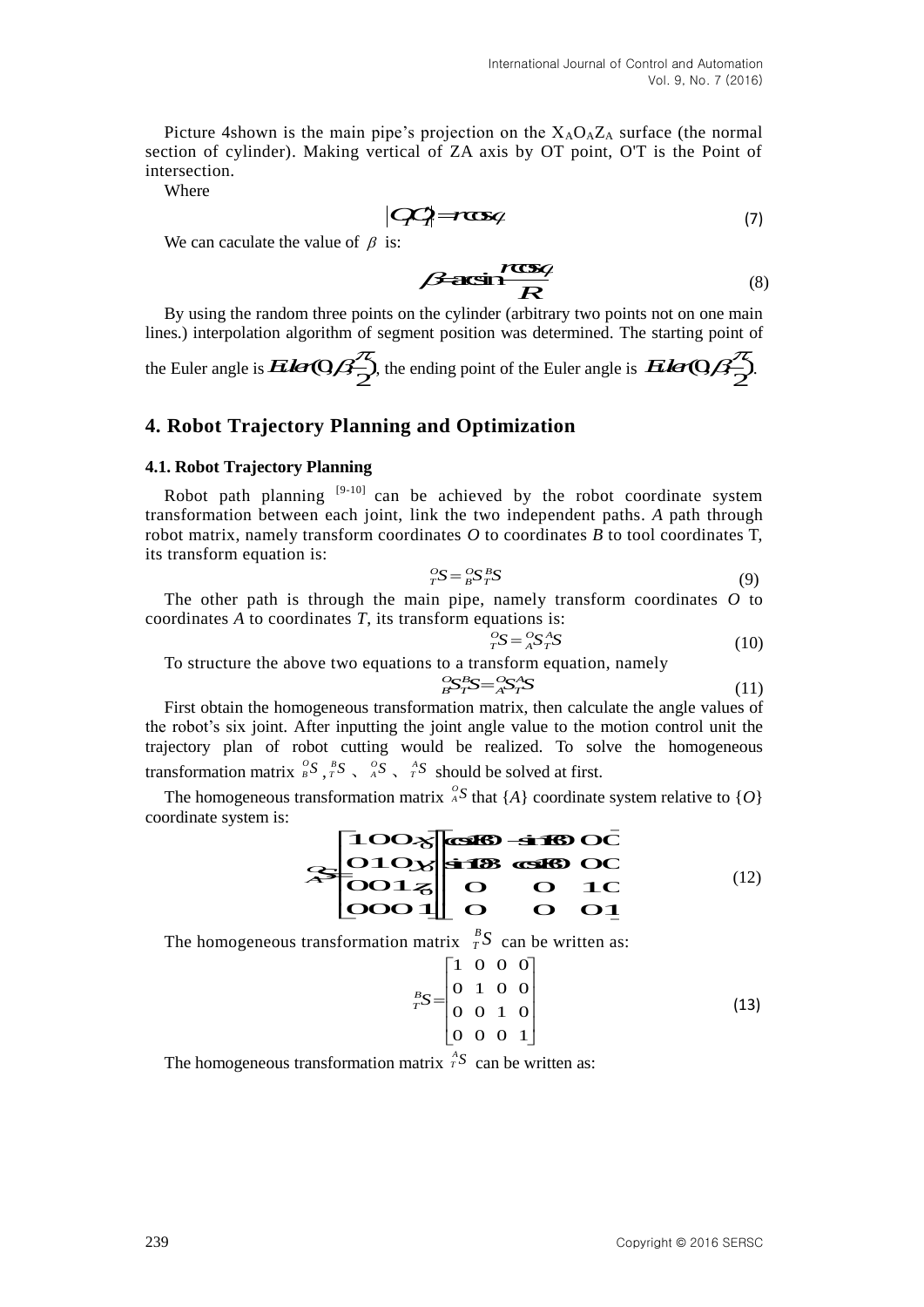Picture 4shown is the main pipe's projection on the $X_AO_AZ_A$ surface (the normal section of cylinder). Making vertical of ZA axis by OT point, O'T is the Point of intersection.

Where

$$|O_T O_T'| = r\cos\varphi \tag{7}$$

We can caculate the value of $\beta$ is:

$$\beta = \arcsin\frac{r\cos\varphi}{R} \tag{8}$$

By using the random three points on the cylinder (arbitrary two points not on one main lines.) interpolation algorithm of segment position was determined. The starting point of the Euler angle is $Euler(0,\beta,\frac{\pi}{2})$, the ending point of the Euler angle is $Euler(0,\beta,\frac{\pi}{2})$.

## 4. Robot Trajectory Planning and Optimization

### 4.1. Robot Trajectory Planning

Robot path planning [9-10] can be achieved by the robot coordinate system transformation between each joint, link the two independent paths. *A* path through robot matrix, namely transform coordinates *O* to coordinates *B* to tool coordinates T, its transform equation is:

$${}^{O}_{T}S = {}^{O}_{B}S\,{}^{B}_{T}S \tag{9}$$

The other path is through the main pipe, namely transform coordinates *O* to coordinates *A* to coordinates *T*, its transform equations is:

$${}^{O}_{T}S = {}^{O}_{A}S\,{}^{A}_{T}S \tag{10}$$

To structure the above two equations to a transform equation, namely

$${}^{O}_{B}S\,{}^{B}_{T}S = {}^{O}_{A}S\,{}^{A}_{T}S \tag{11}$$

First obtain the homogeneous transformation matrix, then calculate the angle values of the robot's six joint. After inputting the joint angle value to the motion control unit the trajectory plan of robot cutting would be realized. To solve the homogeneous transformation matrix ${}^{O}_{B}S$ , ${}^{B}_{T}S$ 、 ${}^{O}_{A}S$ 、 ${}^{A}_{T}S$ should be solved at first.

The homogeneous transformation matrix ${}^{O}_{A}S$ that $\{A\}$ coordinate system relative to $\{O\}$ coordinate system is:

$${}^{O}_{A}S = \begin{bmatrix} 1 & 0 & 0 & x_0 \\ 0 & 1 & 0 & y_0 \\ 0 & 0 & 1 & z_0 \\ 0 & 0 & 0 & 1 \end{bmatrix} \begin{bmatrix} \cos(\theta) & -\sin(\theta) & 0 & 0 \\ \sin(\theta) & \cos(\theta) & 0 & 0 \\ 0 & 0 & 1 & 0 \\ 0 & 0 & 0 & 1 \end{bmatrix} \tag{12}$$

The homogeneous transformation matrix ${}^{B}_{T}S$ can be written as:

$${}^{B}_{T}S = \begin{bmatrix} 1 & 0 & 0 & 0 \\ 0 & 1 & 0 & 0 \\ 0 & 0 & 1 & 0 \\ 0 & 0 & 0 & 1 \end{bmatrix} \tag{13}$$

The homogeneous transformation matrix ${}^{A}_{T}S$ can be written as: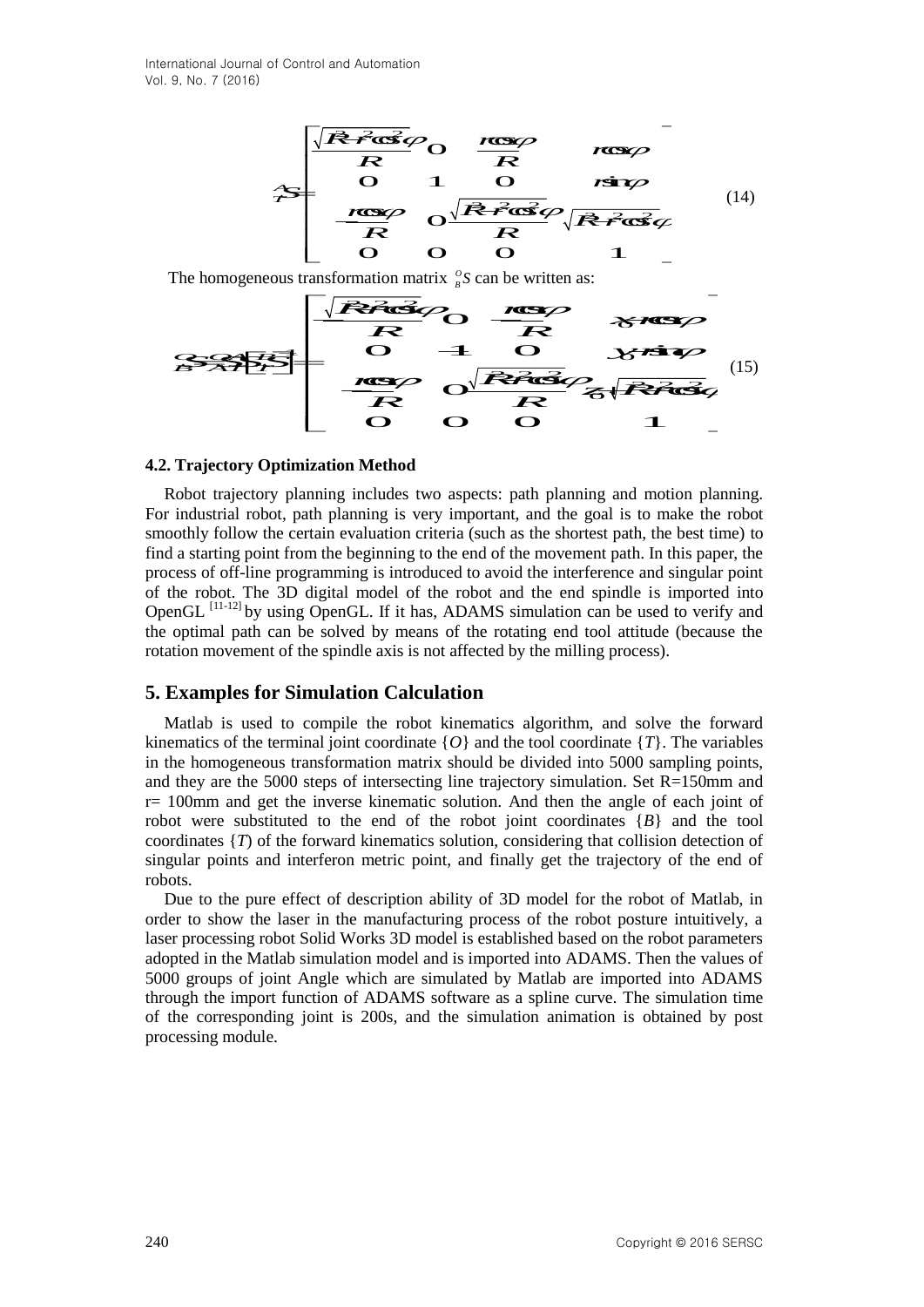$$
{}^{A}_{T}S=\begin{bmatrix}
\frac{\sqrt{R^2-r^2\cos^2\varphi}}{R} & 0 & \frac{r\cos\varphi}{R} & r\cos\varphi \\
0 & 1 & 0 & r\sin\varphi \\
-\frac{r\cos\varphi}{R} & 0 & \frac{\sqrt{R^2-r^2\cos^2\varphi}}{R} & \sqrt{R^2-r^2\cos^2\varphi} \\
0 & 0 & 0 & 1
\end{bmatrix} \tag{14}
$$

The homogeneous transformation matrix ${}^{O}_{B}S$ can be written as:

$$
{}^{O}_{B}S={}^{O}_{A}S\left[{}^{B}_{T}S\right]^{-1}=\begin{bmatrix}
\frac{\sqrt{R^2-r^2\cos^2\varphi}}{R} & 0 & -\frac{r\cos\varphi}{R} & x_0+r\cos\varphi \\
0 & -1 & 0 & y_0+r\sin\varphi \\
-\frac{r\cos\varphi}{R} & 0 & \frac{\sqrt{R^2-r^2\cos^2\varphi}}{R} & z_0+\sqrt{R^2-r^2\cos^2\varphi} \\
0 & 0 & 0 & 1
\end{bmatrix} \tag{15}
$$

### 4.2. Trajectory Optimization Method

Robot trajectory planning includes two aspects: path planning and motion planning. For industrial robot, path planning is very important, and the goal is to make the robot smoothly follow the certain evaluation criteria (such as the shortest path, the best time) to find a starting point from the beginning to the end of the movement path. In this paper, the process of off-line programming is introduced to robot to avoid the interference and singular point of the robot. The 3D digital model of the robot and the end spindle is imported into OpenGL [11-12] by using OpenGL. If it has, ADAMS simulation can be used to verify and the optimal path can be solved by means of the rotating end tool attitude (because the rotation movement of the spindle axis is not affected by the milling process).

## 5. Examples for Simulation Calculation

Matlab is used to compile the robot kinematics algorithm, and solve the forward kinematics of the terminal joint coordinate $\{O\}$ and the tool coordinate $\{T\}$. The variables in the homogeneous transformation matrix should be divided into 5000 sampling points, and they are the 5000 steps of intersecting line trajectory simulation. Set R=150mm and r= 100mm and get the inverse kinematic solution. And then the angle of each joint of robot were substituted to the end of the robot joint coordinates $\{B\}$ and the tool coordinates $\{T\}$ of the forward kinematics solution, considering that collision detection of singular points and interferon metric point, and finally get the trajectory of the end of robots.

Due to the pure effect of description ability of 3D model for the robot of Matlab, in order to show the laser in the manufacturing process of the robot posture intuitively, a laser processing robot Solid Works 3D model is established based on the robot parameters adopted in the Matlab simulation model and is imported into ADAMS. Then the values of 5000 groups of joint Angle which are simulated by Matlab are imported into ADAMS through the import function of ADAMS software as a spline curve. The simulation time of the corresponding joint is 200s, and the simulation animation is obtained by post processing module.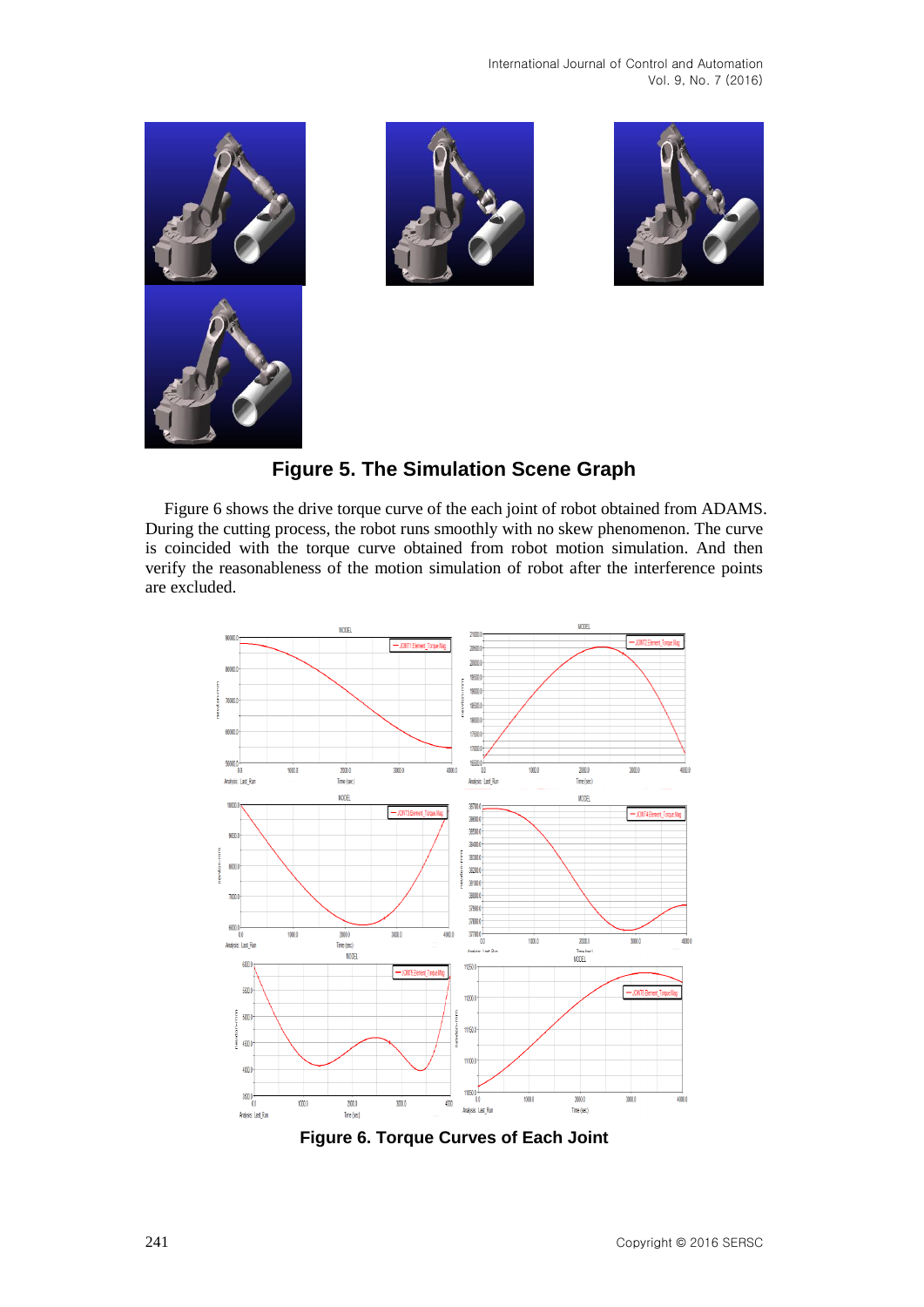**Figure 5. The Simulation Scene Graph**

Figure 6 shows the drive torque curve of the each joint of robot obtained from ADAMS. During the cutting process, the robot runs smoothly with no skew phenomenon. The curve is coincided with the torque curve obtained from robot motion simulation. And then verify the reasonableness of the motion simulation of robot after the interference points are excluded.

**Figure 6. Torque Curves of Each Joint**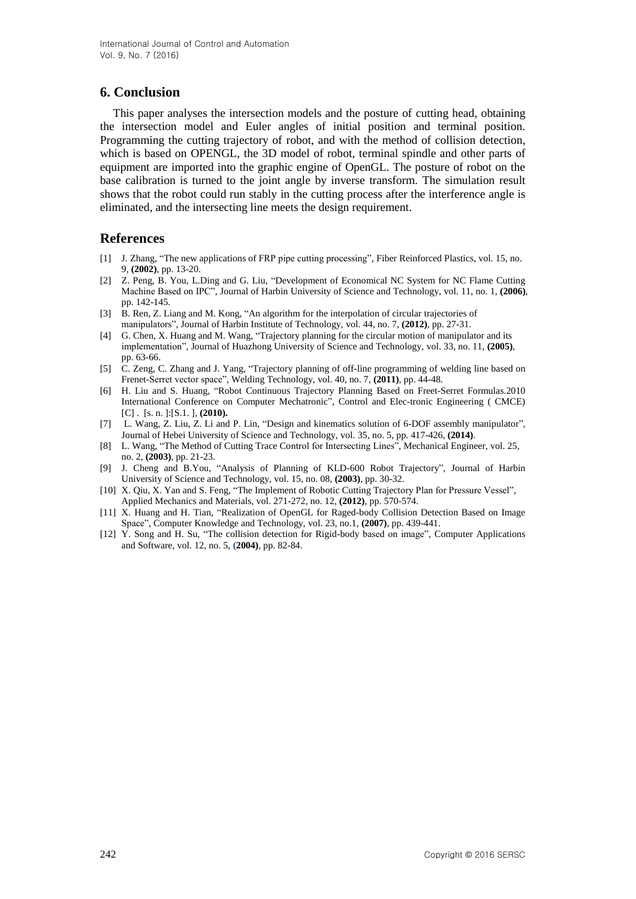## 6. Conclusion

This paper analyses the intersection models and the posture of cutting head, obtaining the intersection model and Euler angles of initial position and terminal position. Programming the cutting trajectory of robot, and with the method of collision detection, which is based on OPENGL, the 3D model of robot, terminal spindle and other parts of equipment are imported into the graphic engine of OpenGL. The posture of robot on the base calibration is turned to the joint angle by inverse transform. The simulation result shows that the robot could run stably in the cutting process after the interference angle is eliminated, and the intersecting line meets the design requirement.

## References

[1] J. Zhang, "The new applications of FRP pipe cutting processing", Fiber Reinforced Plastics, vol. 15, no. 9, **(2002)**, pp. 13-20.

[2] Z. Peng, B. You, L.Ding and G. Liu, "Development of Economical NC System for NC Flame Cutting Machine Based on IPC", Journal of Harbin University of Science and Technology, vol. 11, no. 1, **(2006)**, pp. 142-145.

[3] B. Ren, Z. Liang and M. Kong, "An algorithm for the interpolation of circular trajectories of manipulators", Journal of Harbin Institute of Technology, vol. 44, no. 7, **(2012)**, pp. 27-31.

[4] G. Chen, X. Huang and M. Wang, "Trajectory planning for the circular motion of manipulator and its implementation", Journal of Huazhong University of Science and Technology, vol. 33, no. 11, **(2005)**, pp. 63-66.

[5] C. Zeng, C. Zhang and J. Yang, "Trajectory planning of off-line programming of welding line based on Frenet-Serret vector space", Welding Technology, vol. 40, no. 7, **(2011)**, pp. 44-48.

[6] H. Liu and S. Huang, "Robot Continuous Trajectory Planning Based on Freet-Serret Formulas.2010 International Conference on Computer Mechatronic", Control and Elec-tronic Engineering ( CMCE) [C] . [s. n. ]:[S.1. ], **(2010).**

[7] L. Wang, Z. Liu, Z. Li and P. Lin, "Design and kinematics solution of 6-DOF assembly manipulator", Journal of Hebei University of Science and Technology, vol. 35, no. 5, pp. 417-426, **(2014)**.

[8] L. Wang, "The Method of Cutting Trace Control for Intersecting Lines", Mechanical Engineer, vol. 25, no. 2, **(2003)**, pp. 21-23.

[9] J. Cheng and B.You, "Analysis of Planning of KLD-600 Robot Trajectory", Journal of Harbin University of Science and Technology, vol. 15, no. 08, **(2003)**, pp. 30-32.

[10] X. Qiu, X. Yan and S. Feng, "The Implement of Robotic Cutting Trajectory Plan for Pressure Vessel", Applied Mechanics and Materials, vol. 271-272, no. 12, **(2012)**, pp. 570-574.

[11] X. Huang and H. Tian, "Realization of OpenGL for Raged-body Collision Detection Based on Image Space", Computer Knowledge and Technology, vol. 23, no.1, **(2007)**, pp. 439-441.

[12] Y. Song and H. Su, "The collision detection for Rigid-body based on image", Computer Applications and Software, vol. 12, no. 5, (**2004)**, pp. 82-84.